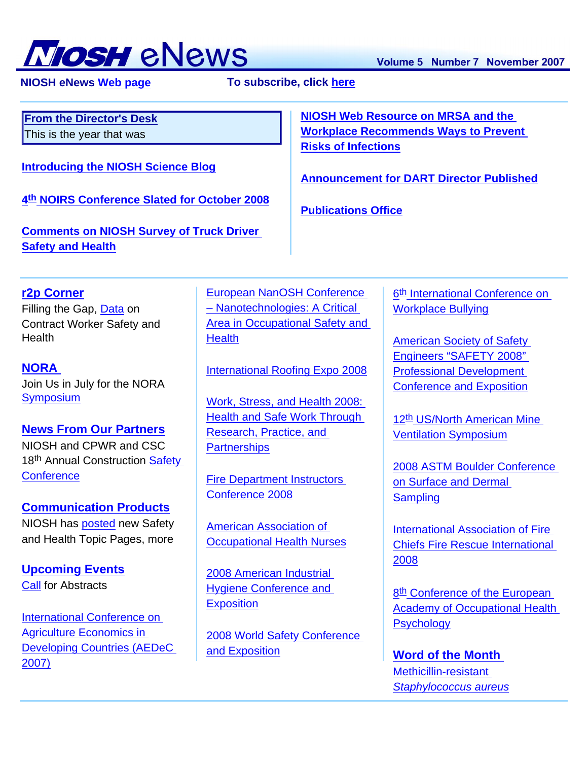# NIOSH eNews

**Volume 5 Number 7 November 2007**

**NIOSH eNews Web page**

**To subscribe, click here**

**From the Director's Desk**
This is the year that was

**Introducing the NIOSH Science Blog**

**4th NOIRS Conference Slated for October 2008**

**Comments on NIOSH Survey of Truck Driver Safety and Health**

**NIOSH Web Resource on MRSA and the Workplace Recommends Ways to Prevent Risks of Infections**

**Announcement for DART Director Published**

**Publications Office**

**r2p Corner**
Filling the Gap, Data on Contract Worker Safety and Health

**NORA**
Join Us in July for the NORA Symposium

**News From Our Partners**
NIOSH and CPWR and CSC 18th Annual Construction Safety Conference

**Communication Products**
NIOSH has posted new Safety and Health Topic Pages, more

**Upcoming Events**
Call for Abstracts

International Conference on Agriculture Economics in Developing Countries (AEDeC 2007)

European NanOSH Conference – Nanotechnologies: A Critical Area in Occupational Safety and Health

International Roofing Expo 2008

Work, Stress, and Health 2008: Health and Safe Work Through Research, Practice, and Partnerships

Fire Department Instructors Conference 2008

American Association of Occupational Health Nurses

2008 American Industrial Hygiene Conference and Exposition

2008 World Safety Conference and Exposition

6th International Conference on Workplace Bullying

American Society of Safety Engineers "SAFETY 2008" Professional Development Conference and Exposition

12th US/North American Mine Ventilation Symposium

2008 ASTM Boulder Conference on Surface and Dermal Sampling

International Association of Fire Chiefs Fire Rescue International 2008

8th Conference of the European Academy of Occupational Health Psychology

**Word of the Month**
Methicillin-resistant *Staphylococcus aureus*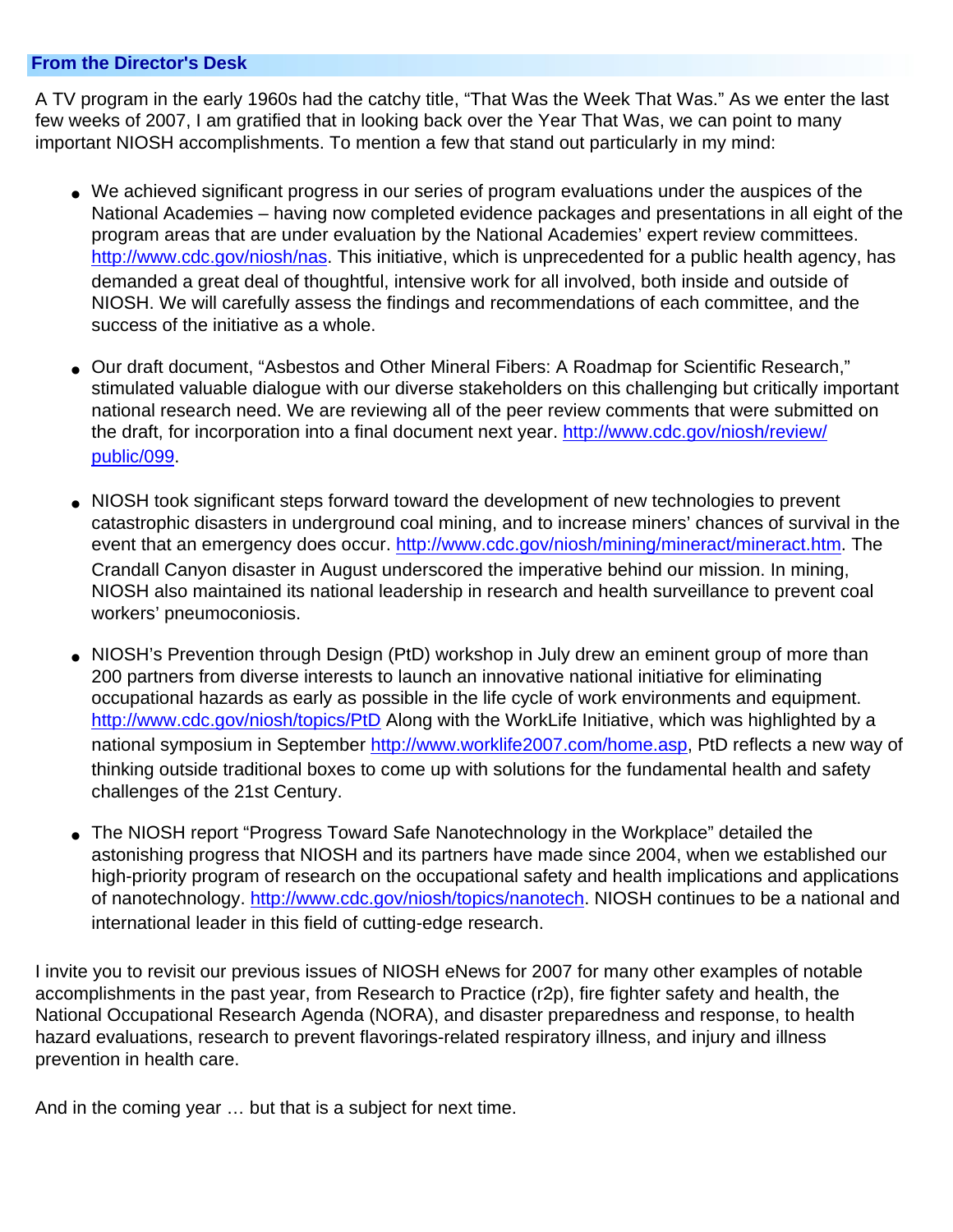## From the Director's Desk

A TV program in the early 1960s had the catchy title, “That Was the Week That Was.” As we enter the last few weeks of 2007, I am gratified that in looking back over the Year That Was, we can point to many important NIOSH accomplishments. To mention a few that stand out particularly in my mind:

- We achieved significant progress in our series of program evaluations under the auspices of the National Academies – having now completed evidence packages and presentations in all eight of the program areas that are under evaluation by the National Academies' expert review committees. http://www.cdc.gov/niosh/nas. This initiative, which is unprecedented for a public health agency, has demanded a great deal of thoughtful, intensive work for all involved, both inside and outside of NIOSH. We will carefully assess the findings and recommendations of each committee, and the success of the initiative as a whole.

- Our draft document, “Asbestos and Other Mineral Fibers: A Roadmap for Scientific Research,” stimulated valuable dialogue with our diverse stakeholders on this challenging but critically important national research need. We are reviewing all of the peer review comments that were submitted on the draft, for incorporation into a final document next year. http://www.cdc.gov/niosh/review/public/099.

- NIOSH took significant steps forward toward the development of new technologies to prevent catastrophic disasters in underground coal mining, and to increase miners' chances of survival in the event that an emergency does occur. http://www.cdc.gov/niosh/mining/mineract/mineract.htm. The Crandall Canyon disaster in August underscored the imperative behind our mission. In mining, NIOSH also maintained its national leadership in research and health surveillance to prevent coal workers' pneumoconiosis.

- NIOSH's Prevention through Design (PtD) workshop in July drew an eminent group of more than 200 partners from diverse interests to launch an innovative national initiative for eliminating occupational hazards as early as possible in the life cycle of work environments and equipment. http://www.cdc.gov/niosh/topics/PtD Along with the WorkLife Initiative, which was highlighted by a national symposium in September http://www.worklife2007.com/home.asp, PtD reflects a new way of thinking outside traditional boxes to come up with solutions for the fundamental health and safety challenges of the 21st Century.

- The NIOSH report “Progress Toward Safe Nanotechnology in the Workplace” detailed the astonishing progress that NIOSH and its partners have made since 2004, when we established our high-priority program of research on the occupational safety and health implications and applications of nanotechnology. http://www.cdc.gov/niosh/topics/nanotech. NIOSH continues to be a national and international leader in this field of cutting-edge research.

I invite you to revisit our previous issues of NIOSH eNews for 2007 for many other examples of notable accomplishments in the past year, from Research to Practice (r2p), fire fighter safety and health, the National Occupational Research Agenda (NORA), and disaster preparedness and response, to health hazard evaluations, research to prevent flavorings-related respiratory illness, and injury and illness prevention in health care.

And in the coming year … but that is a subject for next time.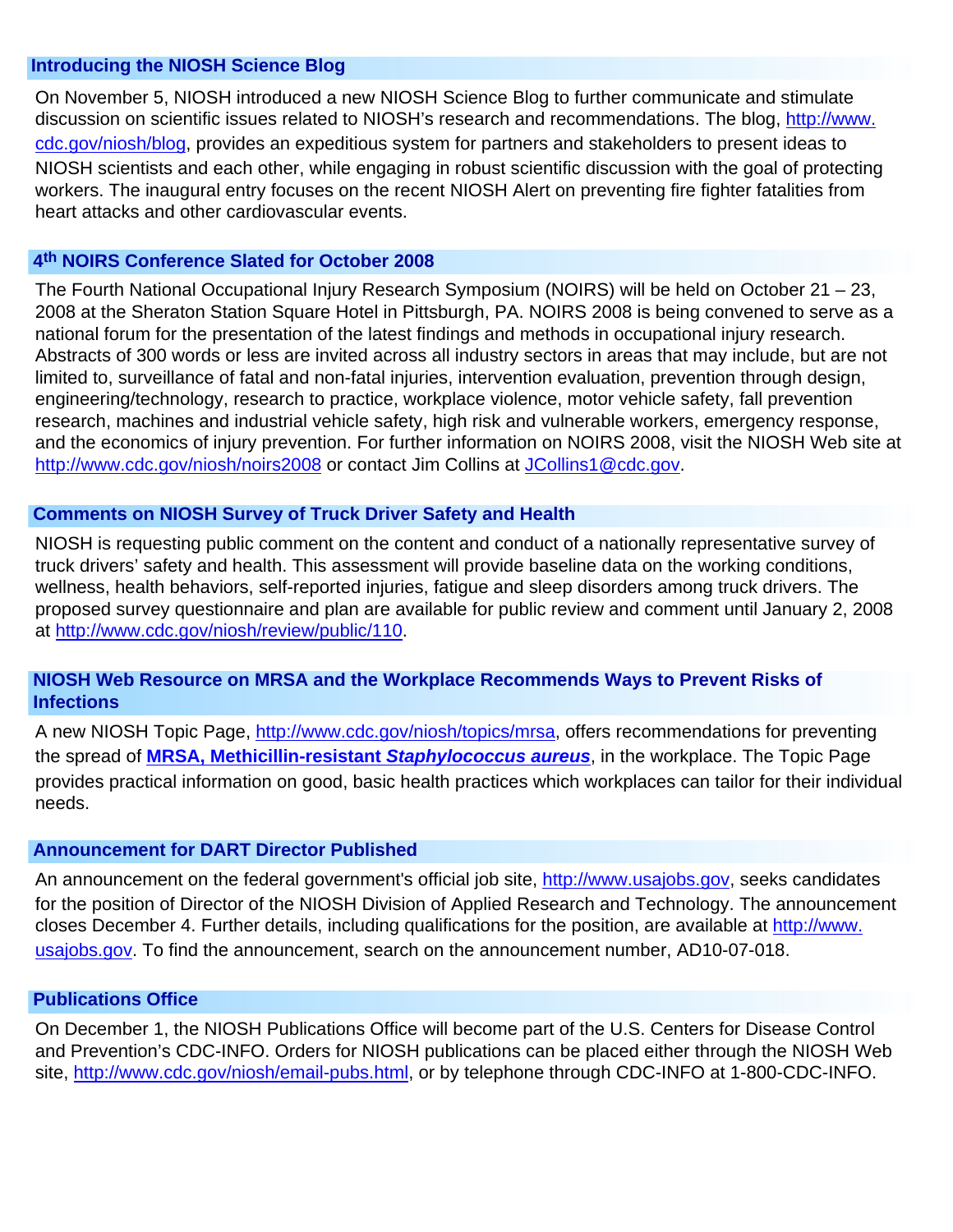## Introducing the NIOSH Science Blog

On November 5, NIOSH introduced a new NIOSH Science Blog to further communicate and stimulate discussion on scientific issues related to NIOSH's research and recommendations. The blog, http://www.cdc.gov/niosh/blog, provides an expeditious system for partners and stakeholders to present ideas to NIOSH scientists and each other, while engaging in robust scientific discussion with the goal of protecting workers. The inaugural entry focuses on the recent NIOSH Alert on preventing fire fighter fatalities from heart attacks and other cardiovascular events.

## 4th NOIRS Conference Slated for October 2008

The Fourth National Occupational Injury Research Symposium (NOIRS) will be held on October 21 – 23, 2008 at the Sheraton Station Square Hotel in Pittsburgh, PA. NOIRS 2008 is being convened to serve as a national forum for the presentation of the latest findings and methods in occupational injury research. Abstracts of 300 words or less are invited across all industry sectors in areas that may include, but are not limited to, surveillance of fatal and non-fatal injuries, intervention evaluation, prevention through design, engineering/technology, research to practice, workplace violence, motor vehicle safety, fall prevention research, machines and industrial vehicle safety, high risk and vulnerable workers, emergency response, and the economics of injury prevention. For further information on NOIRS 2008, visit the NIOSH Web site at http://www.cdc.gov/niosh/noirs2008 or contact Jim Collins at JCollins1@cdc.gov.

## Comments on NIOSH Survey of Truck Driver Safety and Health

NIOSH is requesting public comment on the content and conduct of a nationally representative survey of truck drivers' safety and health. This assessment will provide baseline data on the working conditions, wellness, health behaviors, self-reported injuries, fatigue and sleep disorders among truck drivers. The proposed survey questionnaire and plan are available for public review and comment until January 2, 2008 at http://www.cdc.gov/niosh/review/public/110.

## NIOSH Web Resource on MRSA and the Workplace Recommends Ways to Prevent Risks of Infections

A new NIOSH Topic Page, http://www.cdc.gov/niosh/topics/mrsa, offers recommendations for preventing the spread of **MRSA, Methicillin-resistant *Staphylococcus aureus***, in the workplace. The Topic Page provides practical information on good, basic health practices which workplaces can tailor for their individual needs.

## Announcement for DART Director Published

An announcement on the federal government's official job site, http://www.usajobs.gov, seeks candidates for the position of Director of the NIOSH Division of Applied Research and Technology. The announcement closes December 4. Further details, including qualifications for the position, are available at http://www.usajobs.gov. To find the announcement, search on the announcement number, AD10-07-018.

## Publications Office

On December 1, the NIOSH Publications Office will become part of the U.S. Centers for Disease Control and Prevention's CDC-INFO. Orders for NIOSH publications can be placed either through the NIOSH Web site, http://www.cdc.gov/niosh/email-pubs.html, or by telephone through CDC-INFO at 1-800-CDC-INFO.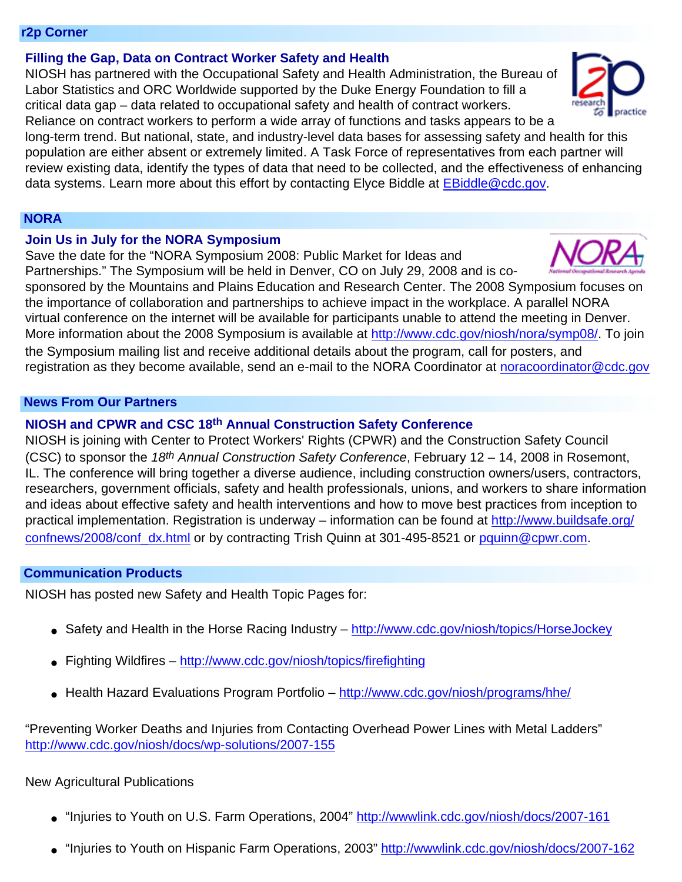## r2p Corner

### Filling the Gap, Data on Contract Worker Safety and Health

NIOSH has partnered with the Occupational Safety and Health Administration, the Bureau of Labor Statistics and ORC Worldwide supported by the Duke Energy Foundation to fill a critical data gap – data related to occupational safety and health of contract workers. Reliance on contract workers to perform a wide array of functions and tasks appears to be a long-term trend. But national, state, and industry-level data bases for assessing safety and health for this population are either absent or extremely limited. A Task Force of representatives from each partner will review existing data, identify the types of data that need to be collected, and the effectiveness of enhancing data systems. Learn more about this effort by contacting Elyce Biddle at EBiddle@cdc.gov.

## NORA

### Join Us in July for the NORA Symposium

Save the date for the "NORA Symposium 2008: Public Market for Ideas and Partnerships." The Symposium will be held in Denver, CO on July 29, 2008 and is co-sponsored by the Mountains and Plains Education and Research Center. The 2008 Symposium focuses on the importance of collaboration and partnerships to achieve impact in the workplace. A parallel NORA virtual conference on the internet will be available for participants unable to attend the meeting in Denver. More information about the 2008 Symposium is available at http://www.cdc.gov/niosh/nora/symp08/. To join the Symposium mailing list and receive additional details about the program, call for posters, and registration as they become available, send an e-mail to the NORA Coordinator at noracoordinator@cdc.gov

## News From Our Partners

### NIOSH and CPWR and CSC 18th Annual Construction Safety Conference

NIOSH is joining with Center to Protect Workers' Rights (CPWR) and the Construction Safety Council (CSC) to sponsor the *18th Annual Construction Safety Conference*, February 12 – 14, 2008 in Rosemont, IL. The conference will bring together a diverse audience, including construction owners/users, contractors, researchers, government officials, safety and health professionals, unions, and workers to share information and ideas about effective safety and health interventions and how to move best practices from inception to practical implementation. Registration is underway – information can be found at http://www.buildsafe.org/confnews/2008/conf_dx.html or by contracting Trish Quinn at 301-495-8521 or pquinn@cpwr.com.

## Communication Products

NIOSH has posted new Safety and Health Topic Pages for:

- Safety and Health in the Horse Racing Industry – http://www.cdc.gov/niosh/topics/HorseJockey
- Fighting Wildfires – http://www.cdc.gov/niosh/topics/firefighting
- Health Hazard Evaluations Program Portfolio – http://www.cdc.gov/niosh/programs/hhe/

"Preventing Worker Deaths and Injuries from Contacting Overhead Power Lines with Metal Ladders" http://www.cdc.gov/niosh/docs/wp-solutions/2007-155

New Agricultural Publications

- "Injuries to Youth on U.S. Farm Operations, 2004" http://wwwlink.cdc.gov/niosh/docs/2007-161
- "Injuries to Youth on Hispanic Farm Operations, 2003" http://wwwlink.cdc.gov/niosh/docs/2007-162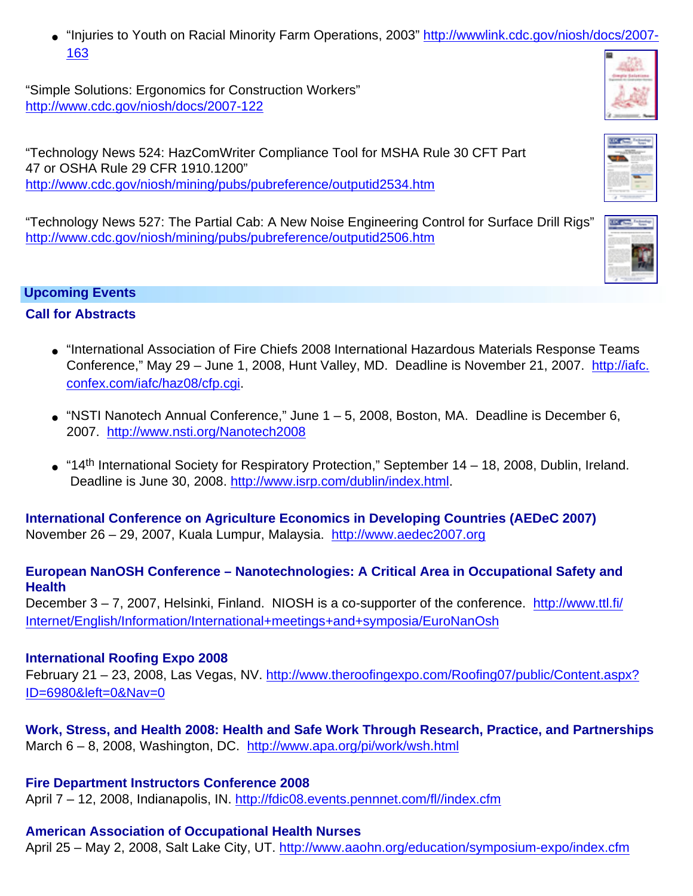- "Injuries to Youth on Racial Minority Farm Operations, 2003" http://wwwlink.cdc.gov/niosh/docs/2007-163

"Simple Solutions: Ergonomics for Construction Workers"
http://www.cdc.gov/niosh/docs/2007-122

"Technology News 524: HazComWriter Compliance Tool for MSHA Rule 30 CFT Part 47 or OSHA Rule 29 CFR 1910.1200"
http://www.cdc.gov/niosh/mining/pubs/pubreference/outputid2534.htm

"Technology News 527: The Partial Cab: A New Noise Engineering Control for Surface Drill Rigs"
http://www.cdc.gov/niosh/mining/pubs/pubreference/outputid2506.htm

## Upcoming Events

### Call for Abstracts

- "International Association of Fire Chiefs 2008 International Hazardous Materials Response Teams Conference," May 29 – June 1, 2008, Hunt Valley, MD. Deadline is November 21, 2007. http://iafc.confex.com/iafc/haz08/cfp.cgi.
- "NSTI Nanotech Annual Conference," June 1 – 5, 2008, Boston, MA. Deadline is December 6, 2007. http://www.nsti.org/Nanotech2008
- "14th International Society for Respiratory Protection," September 14 – 18, 2008, Dublin, Ireland. Deadline is June 30, 2008. http://www.isrp.com/dublin/index.html.

**International Conference on Agriculture Economics in Developing Countries (AEDeC 2007)**
November 26 – 29, 2007, Kuala Lumpur, Malaysia. http://www.aedec2007.org

**European NanOSH Conference – Nanotechnologies: A Critical Area in Occupational Safety and Health**
December 3 – 7, 2007, Helsinki, Finland. NIOSH is a co-supporter of the conference. http://www.ttl.fi/Internet/English/Information/International+meetings+and+symposia/EuroNanOsh

**International Roofing Expo 2008**
February 21 – 23, 2008, Las Vegas, NV. http://www.theroofingexpo.com/Roofing07/public/Content.aspx?ID=6980&left=0&Nav=0

**Work, Stress, and Health 2008: Health and Safe Work Through Research, Practice, and Partnerships**
March 6 – 8, 2008, Washington, DC. http://www.apa.org/pi/work/wsh.html

**Fire Department Instructors Conference 2008**
April 7 – 12, 2008, Indianapolis, IN. http://fdic08.events.pennnet.com/fl//index.cfm

**American Association of Occupational Health Nurses**
April 25 – May 2, 2008, Salt Lake City, UT. http://www.aaohn.org/education/symposium-expo/index.cfm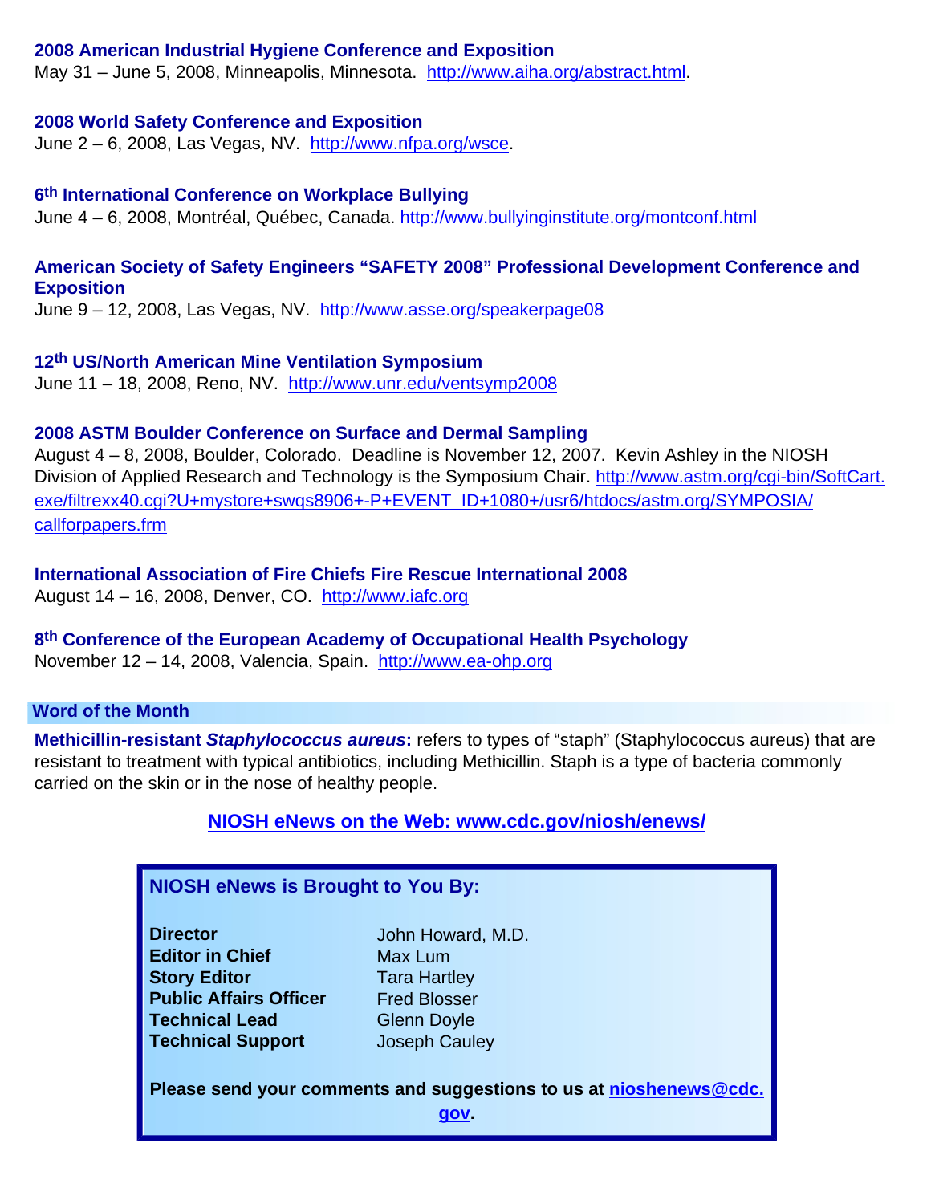**2008 American Industrial Hygiene Conference and Exposition**
May 31 – June 5, 2008, Minneapolis, Minnesota. http://www.aiha.org/abstract.html.

**2008 World Safety Conference and Exposition**
June 2 – 6, 2008, Las Vegas, NV. http://www.nfpa.org/wsce.

**6th International Conference on Workplace Bullying**
June 4 – 6, 2008, Montréal, Québec, Canada. http://www.bullyinginstitute.org/montconf.html

**American Society of Safety Engineers "SAFETY 2008" Professional Development Conference and Exposition**
June 9 – 12, 2008, Las Vegas, NV. http://www.asse.org/speakerpage08

**12th US/North American Mine Ventilation Symposium**
June 11 – 18, 2008, Reno, NV. http://www.unr.edu/ventsymp2008

**2008 ASTM Boulder Conference on Surface and Dermal Sampling**
August 4 – 8, 2008, Boulder, Colorado. Deadline is November 12, 2007. Kevin Ashley in the NIOSH Division of Applied Research and Technology is the Symposium Chair. http://www.astm.org/cgi-bin/SoftCart.exe/filtrexx40.cgi?U+mystore+swqs8906+-P+EVENT_ID+1080+/usr6/htdocs/astm.org/SYMPOSIA/callforpapers.frm

**International Association of Fire Chiefs Fire Rescue International 2008**
August 14 – 16, 2008, Denver, CO. http://www.iafc.org

**8th Conference of the European Academy of Occupational Health Psychology**
November 12 – 14, 2008, Valencia, Spain. http://www.ea-ohp.org

## Word of the Month

**Methicillin-resistant *Staphylococcus aureus*:** refers to types of "staph" (Staphylococcus aureus) that are resistant to treatment with typical antibiotics, including Methicillin. Staph is a type of bacteria commonly carried on the skin or in the nose of healthy people.

**NIOSH eNews on the Web: www.cdc.gov/niosh/enews/**

**NIOSH eNews is Brought to You By:**

| | |
|---|---|
| **Director** | John Howard, M.D. |
| **Editor in Chief** | Max Lum |
| **Story Editor** | Tara Hartley |
| **Public Affairs Officer** | Fred Blosser |
| **Technical Lead** | Glenn Doyle |
| **Technical Support** | Joseph Cauley |

**Please send your comments and suggestions to us at nioshenews@cdc.gov.**